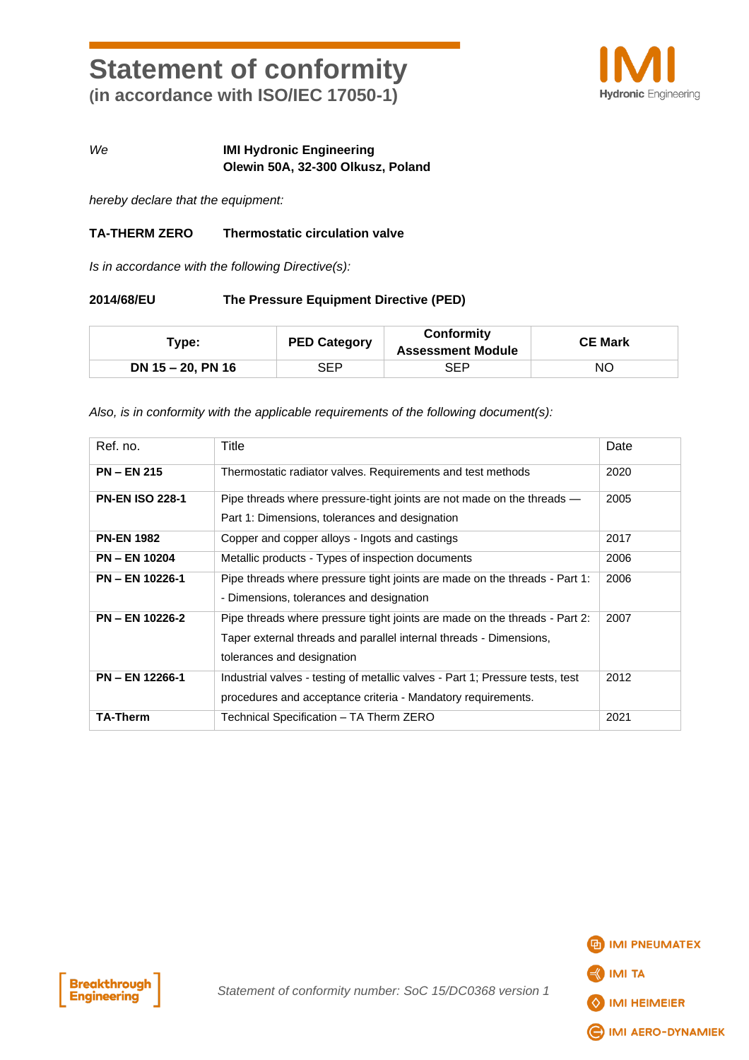# Statement of conformity

**(in accordance with ISO/IEC 17050-1)**

*We* **IMI Hydronic Engineering**
**Olewin 50A, 32-300 Olkusz, Poland**

*hereby declare that the equipment:*

**TA-THERM ZERO** **Thermostatic circulation valve**

*Is in accordance with the following Directive(s):*

**2014/68/EU** **The Pressure Equipment Directive (PED)**

| Type: | PED Category | Conformity Assessment Module | CE Mark |
|---|---|---|---|
| **DN 15 – 20, PN 16** | SEP | SEP | NO |

*Also, is in conformity with the applicable requirements of the following document(s):*

| Ref. no. | Title | Date |
|---|---|---|
| **PN – EN 215** | Thermostatic radiator valves. Requirements and test methods | 2020 |
| **PN-EN ISO 228-1** | Pipe threads where pressure-tight joints are not made on the threads — Part 1: Dimensions, tolerances and designation | 2005 |
| **PN-EN 1982** | Copper and copper alloys - Ingots and castings | 2017 |
| **PN – EN 10204** | Metallic products - Types of inspection documents | 2006 |
| **PN – EN 10226-1** | Pipe threads where pressure tight joints are made on the threads - Part 1: - Dimensions, tolerances and designation | 2006 |
| **PN – EN 10226-2** | Pipe threads where pressure tight joints are made on the threads - Part 2: Taper external threads and parallel internal threads - Dimensions, tolerances and designation | 2007 |
| **PN – EN 12266-1** | Industrial valves - testing of metallic valves - Part 1; Pressure tests, test procedures and acceptance criteria - Mandatory requirements. | 2012 |
| **TA-Therm** | Technical Specification – TA Therm ZERO | 2021 |

*Statement of conformity number: SoC 15/DC0368 version 1*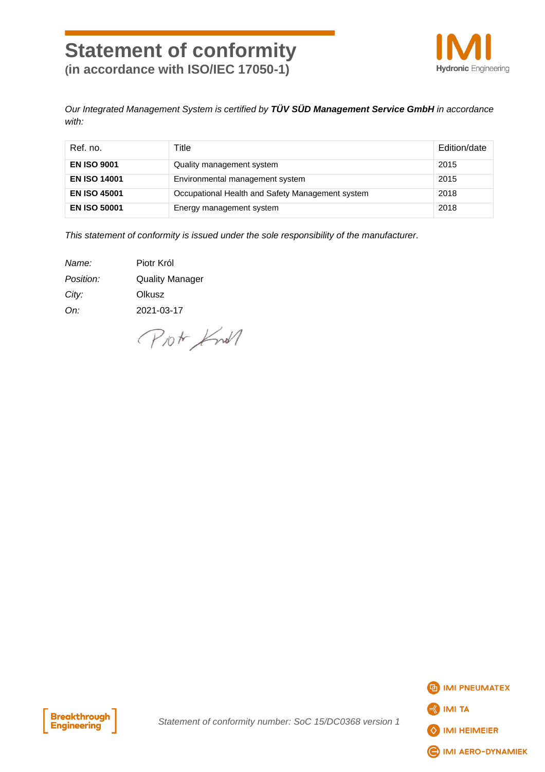# Statement of conformity

## (in accordance with ISO/IEC 17050-1)

*Our Integrated Management System is certified by **TÜV SÜD Management Service GmbH** in accordance with:*

| Ref. no. | Title | Edition/date |
|---|---|---|
| **EN ISO 9001** | Quality management system | 2015 |
| **EN ISO 14001** | Environmental management system | 2015 |
| **EN ISO 45001** | Occupational Health and Safety Management system | 2018 |
| **EN ISO 50001** | Energy management system | 2018 |

*This statement of conformity is issued under the sole responsibility of the manufacturer.*

*Name:* Piotr Król
*Position:* Quality Manager
*City:* Olkusz
*On:* 2021-03-17

Piotr Król

*Statement of conformity number: SoC 15/DC0368 version 1*